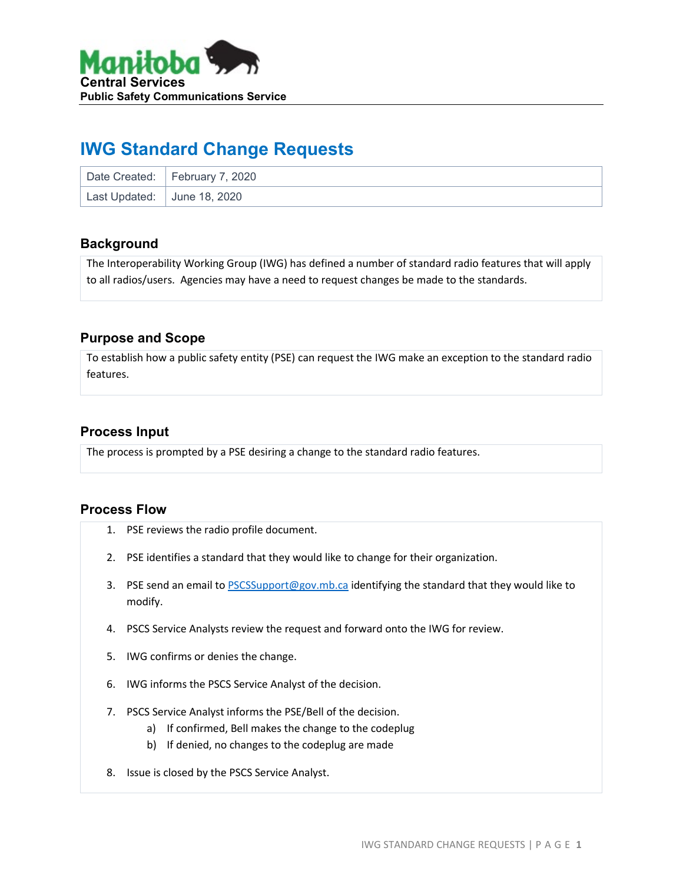Manitoba
Central Services
Public Safety Communications Service

# IWG Standard Change Requests

| Date Created: | February 7, 2020 |
|---|---|
| Last Updated: | June 18, 2020 |

## Background

The Interoperability Working Group (IWG) has defined a number of standard radio features that will apply to all radios/users. Agencies may have a need to request changes be made to the standards.

## Purpose and Scope

To establish how a public safety entity (PSE) can request the IWG make an exception to the standard radio features.

## Process Input

The process is prompted by a PSE desiring a change to the standard radio features.

## Process Flow

1. PSE reviews the radio profile document.
2. PSE identifies a standard that they would like to change for their organization.
3. PSE send an email to PSCSSupport@gov.mb.ca identifying the standard that they would like to modify.
4. PSCS Service Analysts review the request and forward onto the IWG for review.
5. IWG confirms or denies the change.
6. IWG informs the PSCS Service Analyst of the decision.
7. PSCS Service Analyst informs the PSE/Bell of the decision.
   a) If confirmed, Bell makes the change to the codeplug
   b) If denied, no changes to the codeplug are made
8. Issue is closed by the PSCS Service Analyst.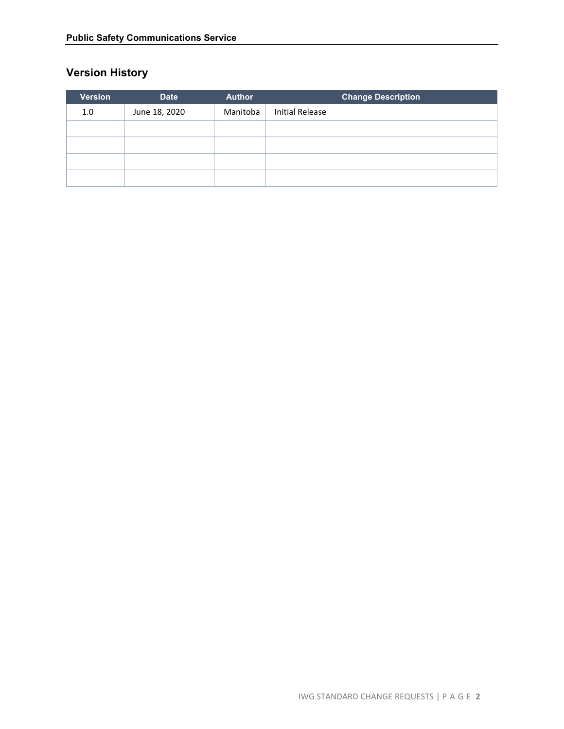## Version History

| Version | Date | Author | Change Description |
| --- | --- | --- | --- |
| 1.0 | June 18, 2020 | Manitoba | Initial Release |
| | | | |
| | | | |
| | | | |
| | | | |